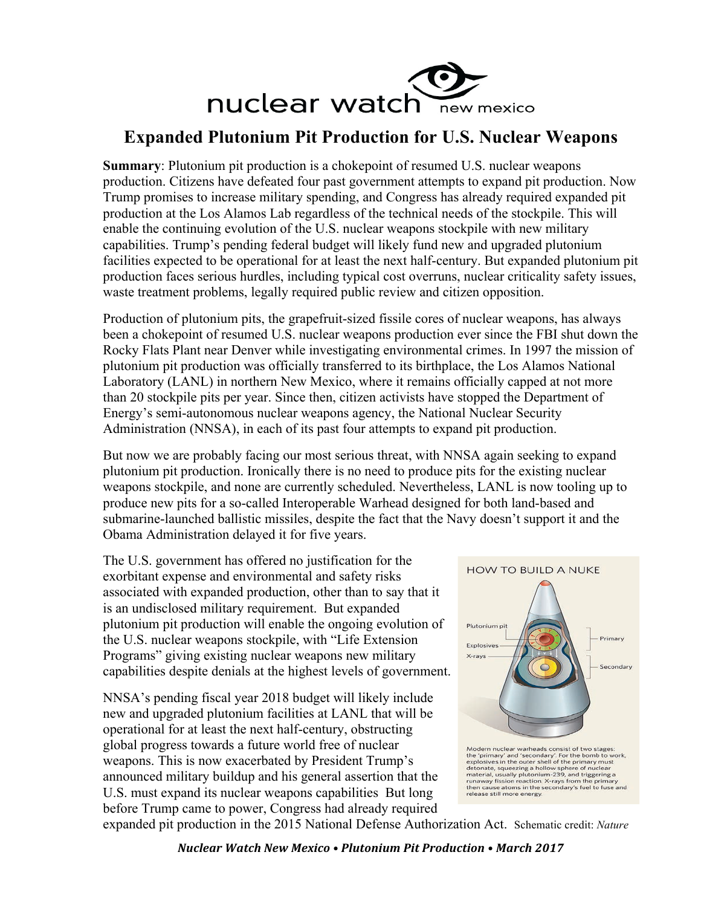nuclear watch new mexico

# Expanded Plutonium Pit Production for U.S. Nuclear Weapons

**Summary**: Plutonium pit production is a chokepoint of resumed U.S. nuclear weapons production. Citizens have defeated four past government attempts to expand pit production. Now Trump promises to increase military spending, and Congress has already required expanded pit production at the Los Alamos Lab regardless of the technical needs of the stockpile. This will enable the continuing evolution of the U.S. nuclear weapons stockpile with new military capabilities. Trump's pending federal budget will likely fund new and upgraded plutonium facilities expected to be operational for at least the next half-century. But expanded plutonium pit production faces serious hurdles, including typical cost overruns, nuclear criticality safety issues, waste treatment problems, legally required public review and citizen opposition.

Production of plutonium pits, the grapefruit-sized fissile cores of nuclear weapons, has always been a chokepoint of resumed U.S. nuclear weapons production ever since the FBI shut down the Rocky Flats Plant near Denver while investigating environmental crimes. In 1997 the mission of plutonium pit production was officially transferred to its birthplace, the Los Alamos National Laboratory (LANL) in northern New Mexico, where it remains officially capped at not more than 20 stockpile pits per year. Since then, citizen activists have stopped the Department of Energy's semi-autonomous nuclear weapons agency, the National Nuclear Security Administration (NNSA), in each of its past four attempts to expand pit production.

But now we are probably facing our most serious threat, with NNSA again seeking to expand plutonium pit production. Ironically there is no need to produce pits for the existing nuclear weapons stockpile, and none are currently scheduled. Nevertheless, LANL is now tooling up to produce new pits for a so-called Interoperable Warhead designed for both land-based and submarine-launched ballistic missiles, despite the fact that the Navy doesn't support it and the Obama Administration delayed it for five years.

The U.S. government has offered no justification for the exorbitant expense and environmental and safety risks associated with expanded production, other than to say that it is an undisclosed military requirement. But expanded plutonium pit production will enable the ongoing evolution of the U.S. nuclear weapons stockpile, with "Life Extension Programs" giving existing nuclear weapons new military capabilities despite denials at the highest levels of government.

HOW TO BUILD A NUKE

Plutonium pit · Explosives · X-rays · Primary · Secondary

Modern nuclear warheads consist of two stages: the 'primary' and 'secondary'. For the bomb to work, explosives in the outer shell of the primary must detonate, squeezing a hollow sphere of nuclear material, usually plutonium-239, and triggering a runaway fission reaction. X-rays from the primary then cause atoms in the secondary's fuel to fuse and release still more energy.

Schematic credit: *Nature*

NNSA's pending fiscal year 2018 budget will likely include new and upgraded plutonium facilities at LANL that will be operational for at least the next half-century, obstructing global progress towards a future world free of nuclear weapons. This is now exacerbated by President Trump's announced military buildup and his general assertion that the U.S. must expand its nuclear weapons capabilities But long before Trump came to power, Congress had already required expanded pit production in the 2015 National Defense Authorization Act.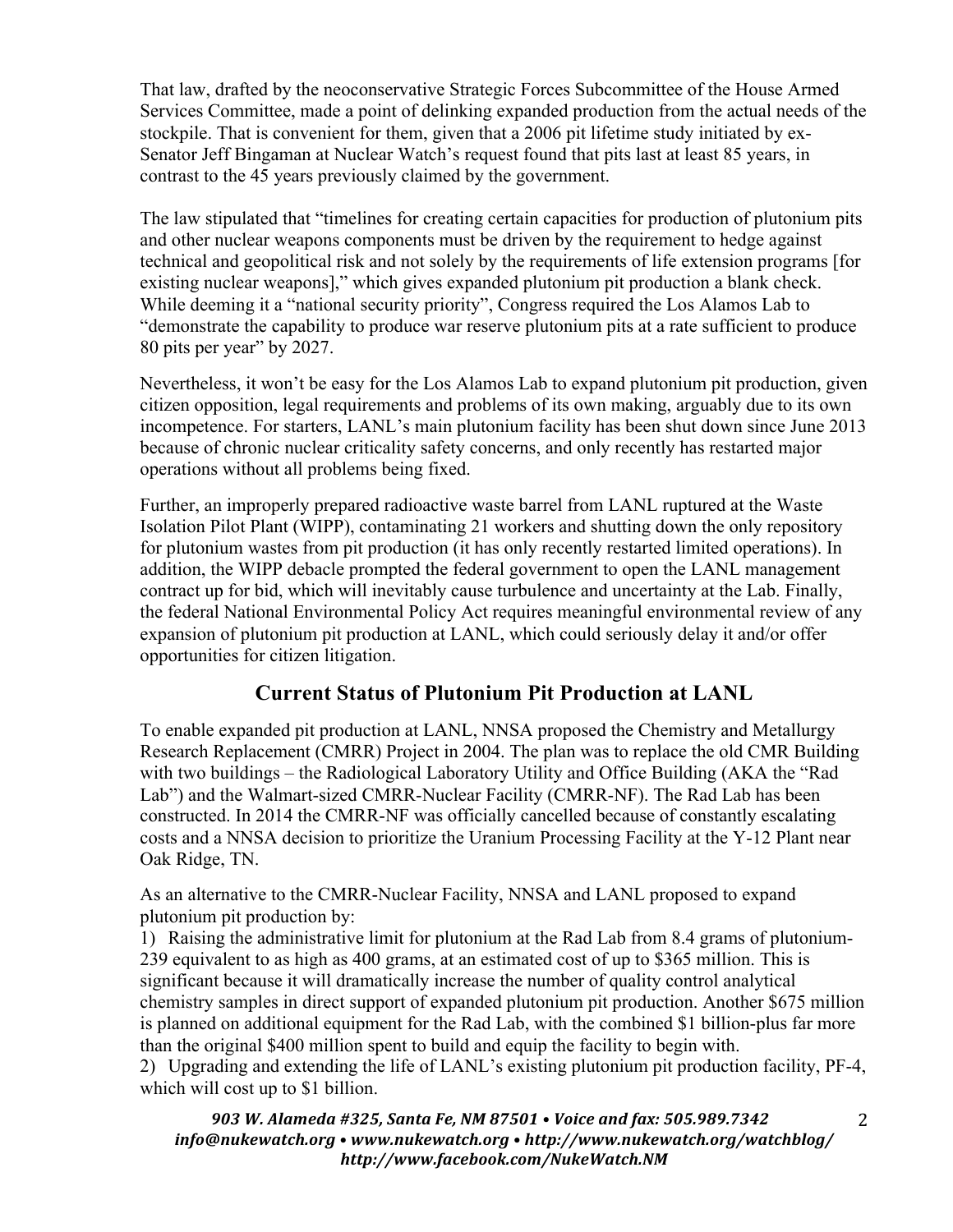That law, drafted by the neoconservative Strategic Forces Subcommittee of the House Armed Services Committee, made a point of delinking expanded production from the actual needs of the stockpile. That is convenient for them, given that a 2006 pit lifetime study initiated by ex-Senator Jeff Bingaman at Nuclear Watch's request found that pits last at least 85 years, in contrast to the 45 years previously claimed by the government.

The law stipulated that "timelines for creating certain capacities for production of plutonium pits and other nuclear weapons components must be driven by the requirement to hedge against technical and geopolitical risk and not solely by the requirements of life extension programs [for existing nuclear weapons]," which gives expanded plutonium pit production a blank check. While deeming it a "national security priority", Congress required the Los Alamos Lab to "demonstrate the capability to produce war reserve plutonium pits at a rate sufficient to produce 80 pits per year" by 2027.

Nevertheless, it won't be easy for the Los Alamos Lab to expand plutonium pit production, given citizen opposition, legal requirements and problems of its own making, arguably due to its own incompetence. For starters, LANL's main plutonium facility has been shut down since June 2013 because of chronic nuclear criticality safety concerns, and only recently has restarted major operations without all problems being fixed.

Further, an improperly prepared radioactive waste barrel from LANL ruptured at the Waste Isolation Pilot Plant (WIPP), contaminating 21 workers and shutting down the only repository for plutonium wastes from pit production (it has only recently restarted limited operations). In addition, the WIPP debacle prompted the federal government to open the LANL management contract up for bid, which will inevitably cause turbulence and uncertainty at the Lab. Finally, the federal National Environmental Policy Act requires meaningful environmental review of any expansion of plutonium pit production at LANL, which could seriously delay it and/or offer opportunities for citizen litigation.

## Current Status of Plutonium Pit Production at LANL

To enable expanded pit production at LANL, NNSA proposed the Chemistry and Metallurgy Research Replacement (CMRR) Project in 2004. The plan was to replace the old CMR Building with two buildings – the Radiological Laboratory Utility and Office Building (AKA the "Rad Lab") and the Walmart-sized CMRR-Nuclear Facility (CMRR-NF). The Rad Lab has been constructed. In 2014 the CMRR-NF was officially cancelled because of constantly escalating costs and a NNSA decision to prioritize the Uranium Processing Facility at the Y-12 Plant near Oak Ridge, TN.

As an alternative to the CMRR-Nuclear Facility, NNSA and LANL proposed to expand plutonium pit production by:

1) Raising the administrative limit for plutonium at the Rad Lab from 8.4 grams of plutonium-239 equivalent to as high as 400 grams, at an estimated cost of up to $365 million. This is significant because it will dramatically increase the number of quality control analytical chemistry samples in direct support of expanded plutonium pit production. Another $675 million is planned on additional equipment for the Rad Lab, with the combined $1 billion-plus far more than the original $400 million spent to build and equip the facility to begin with.

2) Upgrading and extending the life of LANL's existing plutonium pit production facility, PF-4, which will cost up to $1 billion.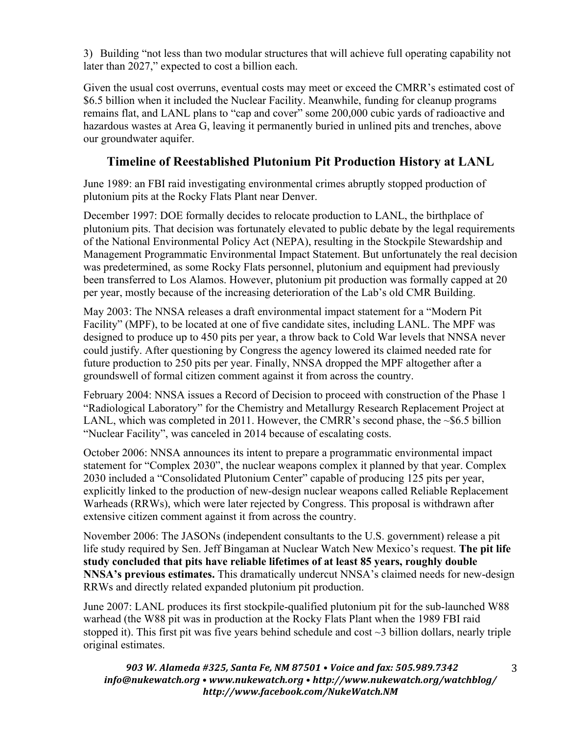3) Building "not less than two modular structures that will achieve full operating capability not later than 2027," expected to cost a billion each.

Given the usual cost overruns, eventual costs may meet or exceed the CMRR's estimated cost of $6.5 billion when it included the Nuclear Facility. Meanwhile, funding for cleanup programs remains flat, and LANL plans to "cap and cover" some 200,000 cubic yards of radioactive and hazardous wastes at Area G, leaving it permanently buried in unlined pits and trenches, above our groundwater aquifer.

## Timeline of Reestablished Plutonium Pit Production History at LANL

June 1989: an FBI raid investigating environmental crimes abruptly stopped production of plutonium pits at the Rocky Flats Plant near Denver.

December 1997: DOE formally decides to relocate production to LANL, the birthplace of plutonium pits. That decision was fortunately elevated to public debate by the legal requirements of the National Environmental Policy Act (NEPA), resulting in the Stockpile Stewardship and Management Programmatic Environmental Impact Statement. But unfortunately the real decision was predetermined, as some Rocky Flats personnel, plutonium and equipment had previously been transferred to Los Alamos. However, plutonium pit production was formally capped at 20 per year, mostly because of the increasing deterioration of the Lab's old CMR Building.

May 2003: The NNSA releases a draft environmental impact statement for a "Modern Pit Facility" (MPF), to be located at one of five candidate sites, including LANL. The MPF was designed to produce up to 450 pits per year, a throw back to Cold War levels that NNSA never could justify. After questioning by Congress the agency lowered its claimed needed rate for future production to 250 pits per year. Finally, NNSA dropped the MPF altogether after a groundswell of formal citizen comment against it from across the country.

February 2004: NNSA issues a Record of Decision to proceed with construction of the Phase 1 "Radiological Laboratory" for the Chemistry and Metallurgy Research Replacement Project at LANL, which was completed in 2011. However, the CMRR's second phase, the ~$6.5 billion "Nuclear Facility", was canceled in 2014 because of escalating costs.

October 2006: NNSA announces its intent to prepare a programmatic environmental impact statement for "Complex 2030", the nuclear weapons complex it planned by that year. Complex 2030 included a "Consolidated Plutonium Center" capable of producing 125 pits per year, explicitly linked to the production of new-design nuclear weapons called Reliable Replacement Warheads (RRWs), which were later rejected by Congress. This proposal is withdrawn after extensive citizen comment against it from across the country.

November 2006: The JASONs (independent consultants to the U.S. government) release a pit life study required by Sen. Jeff Bingaman at Nuclear Watch New Mexico's request. **The pit life study concluded that pits have reliable lifetimes of at least 85 years, roughly double NNSA's previous estimates.** This dramatically undercut NNSA's claimed needs for new-design RRWs and directly related expanded plutonium pit production.

June 2007: LANL produces its first stockpile-qualified plutonium pit for the sub-launched W88 warhead (the W88 pit was in production at the Rocky Flats Plant when the 1989 FBI raid stopped it). This first pit was five years behind schedule and cost ~3 billion dollars, nearly triple original estimates.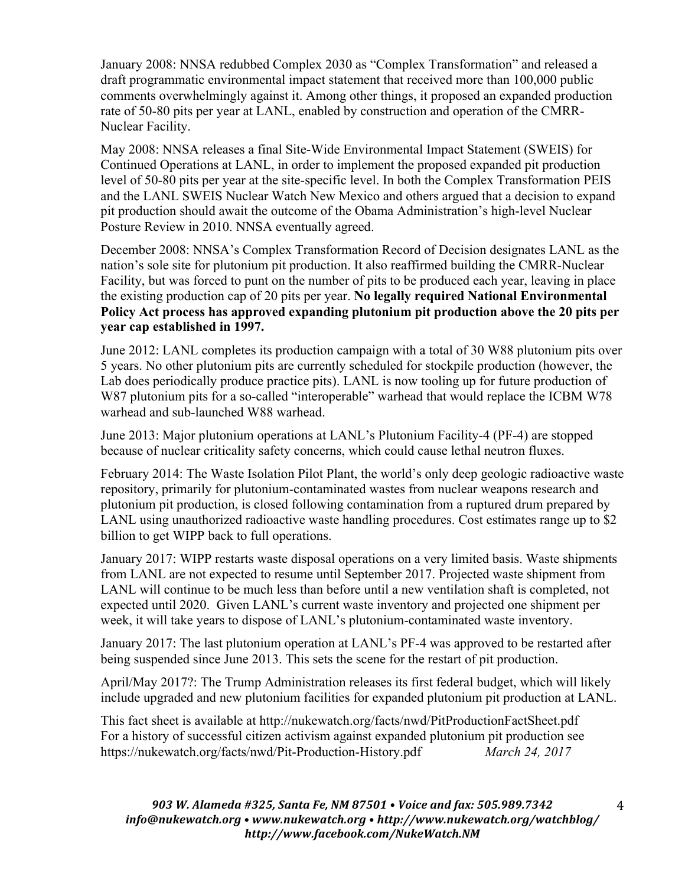January 2008: NNSA redubbed Complex 2030 as "Complex Transformation" and released a draft programmatic environmental impact statement that received more than 100,000 public comments overwhelmingly against it. Among other things, it proposed an expanded production rate of 50-80 pits per year at LANL, enabled by construction and operation of the CMRR-Nuclear Facility.

May 2008: NNSA releases a final Site-Wide Environmental Impact Statement (SWEIS) for Continued Operations at LANL, in order to implement the proposed expanded pit production level of 50-80 pits per year at the site-specific level. In both the Complex Transformation PEIS and the LANL SWEIS Nuclear Watch New Mexico and others argued that a decision to expand pit production should await the outcome of the Obama Administration's high-level Nuclear Posture Review in 2010. NNSA eventually agreed.

December 2008: NNSA's Complex Transformation Record of Decision designates LANL as the nation's sole site for plutonium pit production. It also reaffirmed building the CMRR-Nuclear Facility, but was forced to punt on the number of pits to be produced each year, leaving in place the existing production cap of 20 pits per year. **No legally required National Environmental Policy Act process has approved expanding plutonium pit production above the 20 pits per year cap established in 1997.**

June 2012: LANL completes its production campaign with a total of 30 W88 plutonium pits over 5 years. No other plutonium pits are currently scheduled for stockpile production (however, the Lab does periodically produce practice pits). LANL is now tooling up for future production of W87 plutonium pits for a so-called "interoperable" warhead that would replace the ICBM W78 warhead and sub-launched W88 warhead.

June 2013: Major plutonium operations at LANL's Plutonium Facility-4 (PF-4) are stopped because of nuclear criticality safety concerns, which could cause lethal neutron fluxes.

February 2014: The Waste Isolation Pilot Plant, the world's only deep geologic radioactive waste repository, primarily for plutonium-contaminated wastes from nuclear weapons research and plutonium pit production, is closed following contamination from a ruptured drum prepared by LANL using unauthorized radioactive waste handling procedures. Cost estimates range up to $2 billion to get WIPP back to full operations.

January 2017: WIPP restarts waste disposal operations on a very limited basis. Waste shipments from LANL are not expected to resume until September 2017. Projected waste shipment from LANL will continue to be much less than before until a new ventilation shaft is completed, not expected until 2020. Given LANL's current waste inventory and projected one shipment per week, it will take years to dispose of LANL's plutonium-contaminated waste inventory.

January 2017: The last plutonium operation at LANL's PF-4 was approved to be restarted after being suspended since June 2013. This sets the scene for the restart of pit production.

April/May 2017?: The Trump Administration releases its first federal budget, which will likely include upgraded and new plutonium facilities for expanded plutonium pit production at LANL.

This fact sheet is available at http://nukewatch.org/facts/nwd/PitProductionFactSheet.pdf
For a history of successful citizen activism against expanded plutonium pit production see https://nukewatch.org/facts/nwd/Pit-Production-History.pdf *March 24, 2017*

***903 W. Alameda #325, Santa Fe, NM 87501 • Voice and fax: 505.989.7342***
***info@nukewatch.org • www.nukewatch.org • http://www.nukewatch.org/watchblog/***
***http://www.facebook.com/NukeWatch.NM***